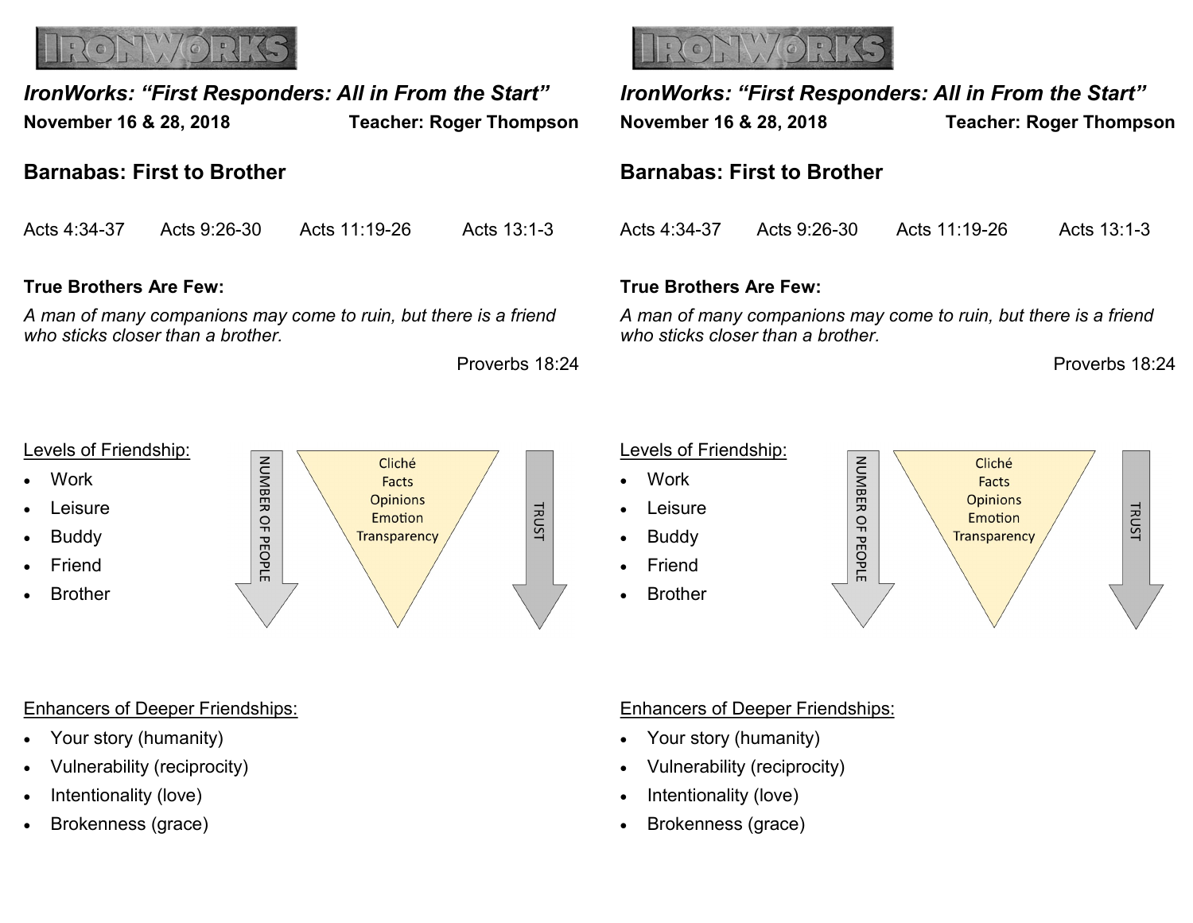IRONWORKS

*IronWorks: "First Responders: All in From the Start"*

**November 16 & 28, 2018** **Teacher: Roger Thompson**

## Barnabas: First to Brother

Acts 4:34-37 Acts 9:26-30 Acts 11:19-26 Acts 13:1-3

**True Brothers Are Few:**

*A man of many companions may come to ruin, but there is a friend who sticks closer than a brother.*

Proverbs 18:24

Levels of Friendship:

- Work
- Leisure
- Buddy
- Friend
- Brother

NUMBER OF PEOPLE

Cliché
Facts
Opinions
Emotion
Transparency

TRUST

Enhancers of Deeper Friendships:

- Your story (humanity)
- Vulnerability (reciprocity)
- Intentionality (love)
- Brokenness (grace)

IRONWORKS

*IronWorks: "First Responders: All in From the Start"*

**November 16 & 28, 2018** **Teacher: Roger Thompson**

## Barnabas: First to Brother

Acts 4:34-37 Acts 9:26-30 Acts 11:19-26 Acts 13:1-3

**True Brothers Are Few:**

*A man of many companions may come to ruin, but there is a friend who sticks closer than a brother.*

Proverbs 18:24

Levels of Friendship:

- Work
- Leisure
- Buddy
- Friend
- Brother

NUMBER OF PEOPLE

Cliché
Facts
Opinions
Emotion
Transparency

TRUST

Enhancers of Deeper Friendships:

- Your story (humanity)
- Vulnerability (reciprocity)
- Intentionality (love)
- Brokenness (grace)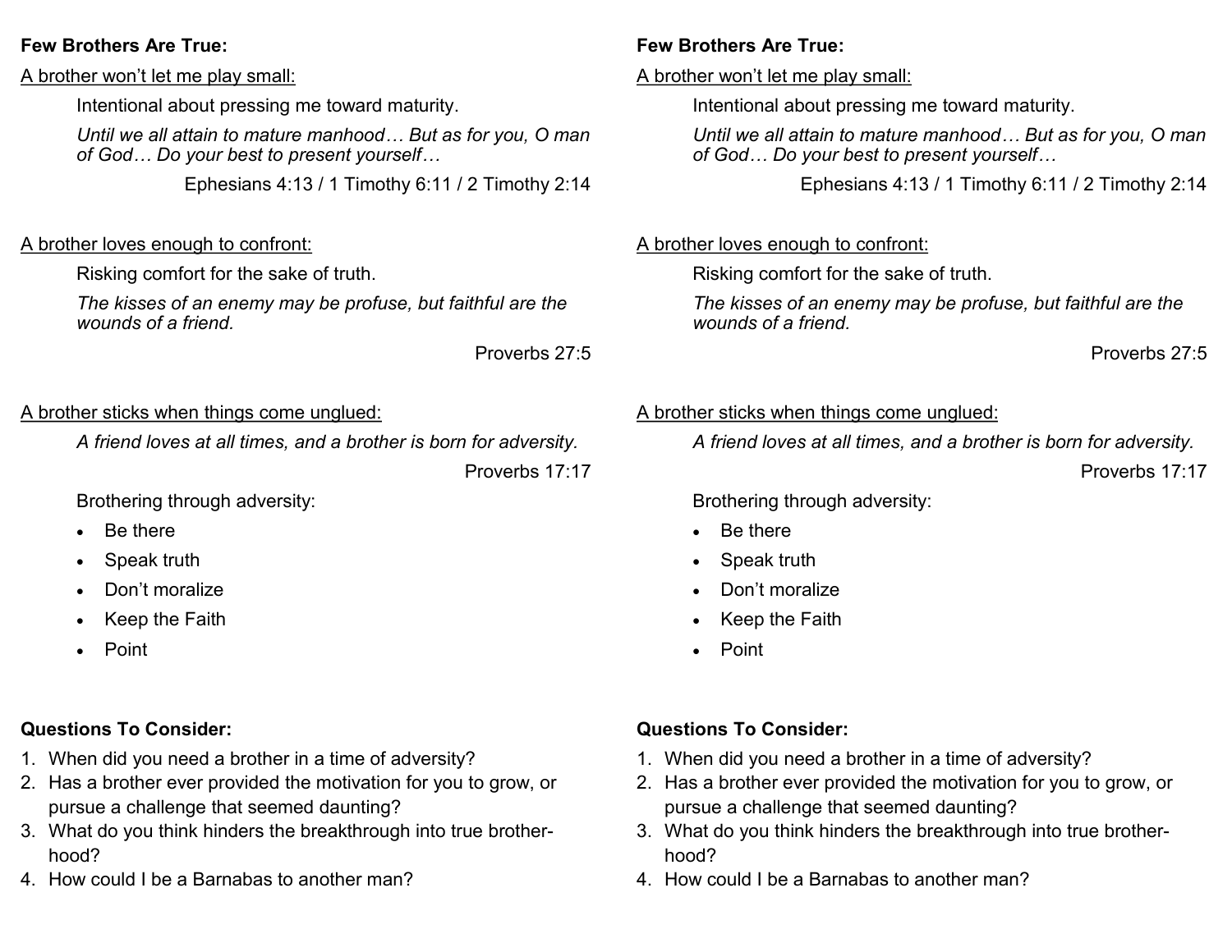**Few Brothers Are True:**

A brother won't let me play small:

Intentional about pressing me toward maturity.

*Until we all attain to mature manhood… But as for you, O man of God… Do your best to present yourself…*

Ephesians 4:13 / 1 Timothy 6:11 / 2 Timothy 2:14

A brother loves enough to confront:

Risking comfort for the sake of truth.

*The kisses of an enemy may be profuse, but faithful are the wounds of a friend.*

Proverbs 27:5

A brother sticks when things come unglued:

*A friend loves at all times, and a brother is born for adversity.*

Proverbs 17:17

Brothering through adversity:

- Be there
- Speak truth
- Don't moralize
- Keep the Faith
- Point

**Questions To Consider:**

1. When did you need a brother in a time of adversity?
2. Has a brother ever provided the motivation for you to grow, or pursue a challenge that seemed daunting?
3. What do you think hinders the breakthrough into true brother-hood?
4. How could I be a Barnabas to another man?

**Few Brothers Are True:**

A brother won't let me play small:

Intentional about pressing me toward maturity.

*Until we all attain to mature manhood… But as for you, O man of God… Do your best to present yourself…*

Ephesians 4:13 / 1 Timothy 6:11 / 2 Timothy 2:14

A brother loves enough to confront:

Risking comfort for the sake of truth.

*The kisses of an enemy may be profuse, but faithful are the wounds of a friend.*

Proverbs 27:5

A brother sticks when things come unglued:

*A friend loves at all times, and a brother is born for adversity.*

Proverbs 17:17

Brothering through adversity:

- Be there
- Speak truth
- Don't moralize
- Keep the Faith
- Point

**Questions To Consider:**

1. When did you need a brother in a time of adversity?
2. Has a brother ever provided the motivation for you to grow, or pursue a challenge that seemed daunting?
3. What do you think hinders the breakthrough into true brother-hood?
4. How could I be a Barnabas to another man?